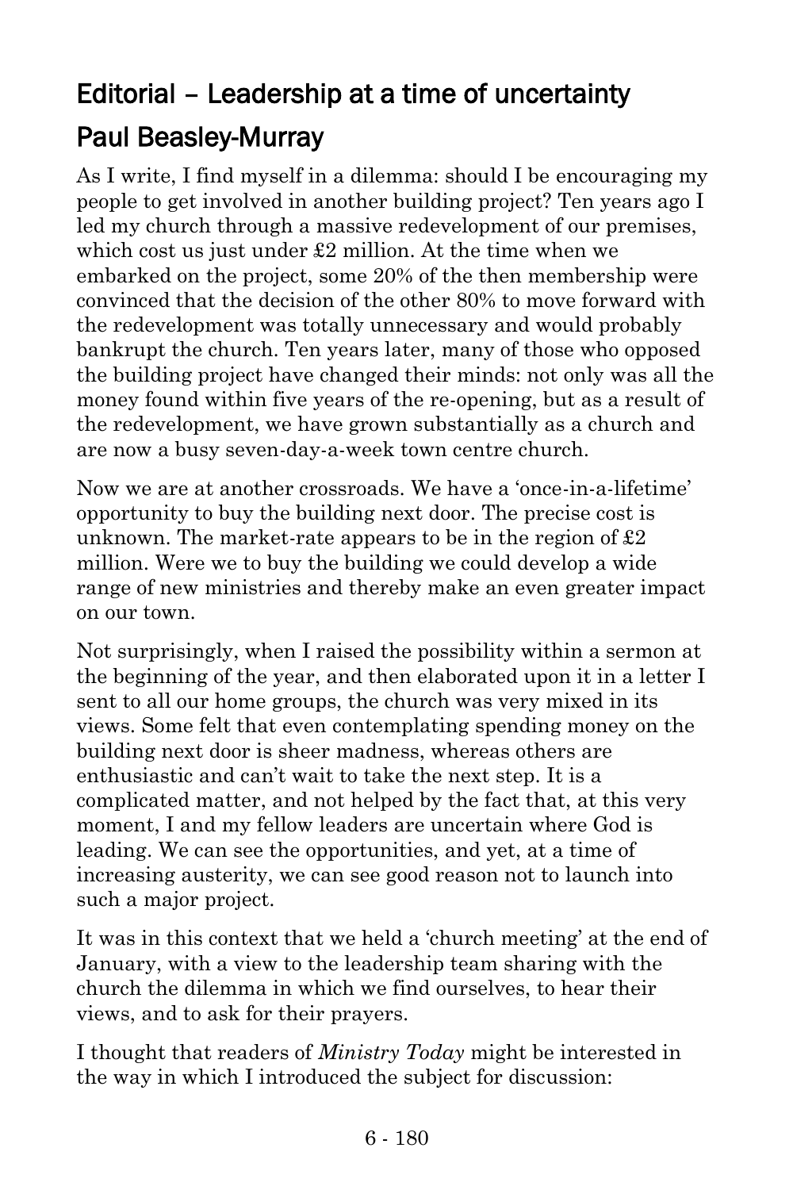# Editorial – Leadership at a time of uncertainty

## Paul Beasley-Murray

As I write, I find myself in a dilemma: should I be encouraging my people to get involved in another building project? Ten years ago I led my church through a massive redevelopment of our premises, which cost us just under £2 million. At the time when we embarked on the project, some 20% of the then membership were convinced that the decision of the other 80% to move forward with the redevelopment was totally unnecessary and would probably bankrupt the church. Ten years later, many of those who opposed the building project have changed their minds: not only was all the money found within five years of the re-opening, but as a result of the redevelopment, we have grown substantially as a church and are now a busy seven-day-a-week town centre church.

Now we are at another crossroads. We have a 'once-in-a-lifetime' opportunity to buy the building next door. The precise cost is unknown. The market-rate appears to be in the region of £2 million. Were we to buy the building we could develop a wide range of new ministries and thereby make an even greater impact on our town.

Not surprisingly, when I raised the possibility within a sermon at the beginning of the year, and then elaborated upon it in a letter I sent to all our home groups, the church was very mixed in its views. Some felt that even contemplating spending money on the building next door is sheer madness, whereas others are enthusiastic and can't wait to take the next step. It is a complicated matter, and not helped by the fact that, at this very moment, I and my fellow leaders are uncertain where God is leading. We can see the opportunities, and yet, at a time of increasing austerity, we can see good reason not to launch into such a major project.

It was in this context that we held a 'church meeting' at the end of January, with a view to the leadership team sharing with the church the dilemma in which we find ourselves, to hear their views, and to ask for their prayers.

I thought that readers of *Ministry Today* might be interested in the way in which I introduced the subject for discussion: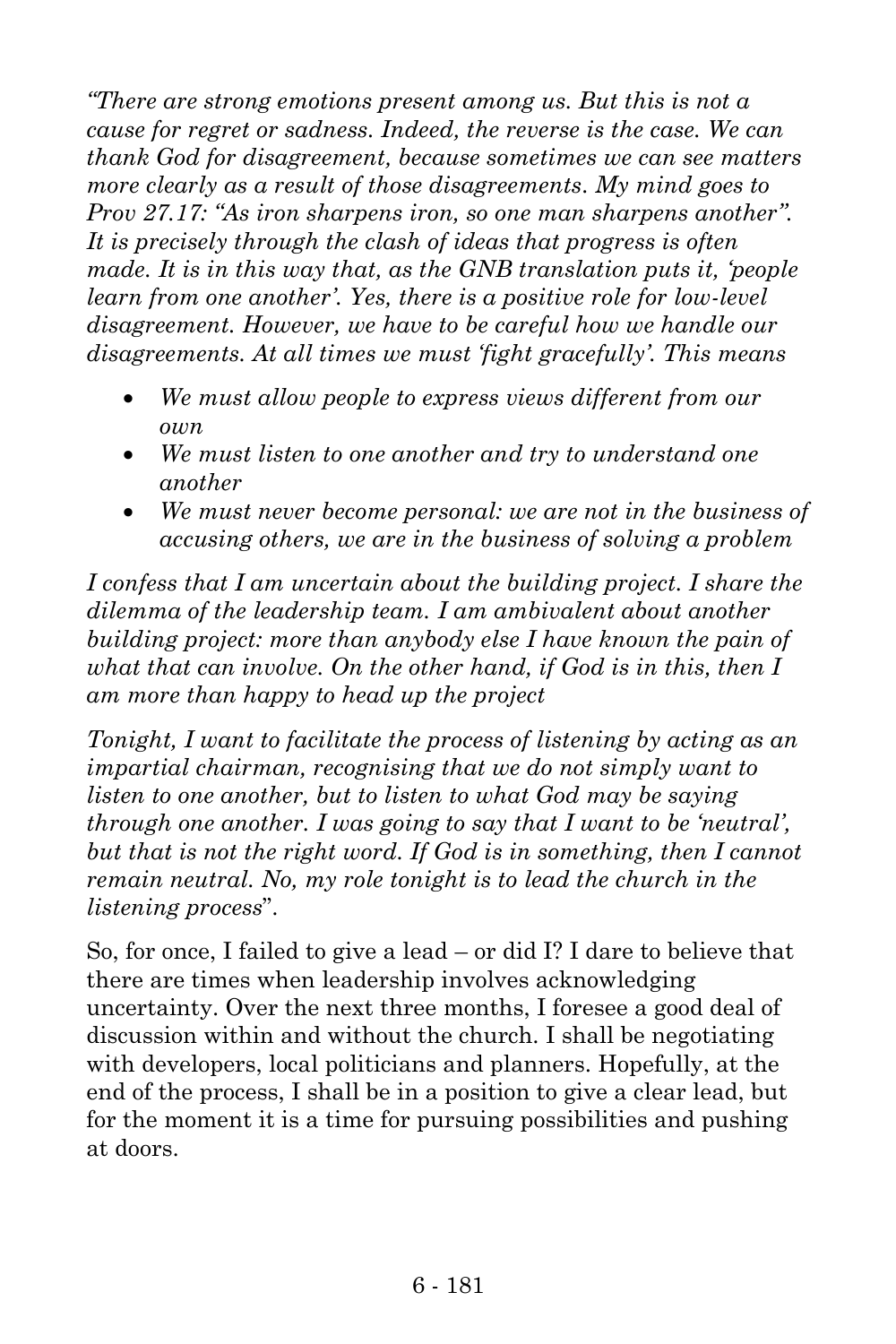*"There are strong emotions present among us. But this is not a cause for regret or sadness. Indeed, the reverse is the case. We can thank God for disagreement, because sometimes we can see matters more clearly as a result of those disagreements. My mind goes to Prov 27.17: "As iron sharpens iron, so one man sharpens another". It is precisely through the clash of ideas that progress is often made. It is in this way that, as the GNB translation puts it, 'people learn from one another'. Yes, there is a positive role for low-level disagreement. However, we have to be careful how we handle our disagreements. At all times we must 'fight gracefully'. This means*

- *We must allow people to express views different from our own*
- *We must listen to one another and try to understand one another*
- *We must never become personal: we are not in the business of accusing others, we are in the business of solving a problem*

*I confess that I am uncertain about the building project. I share the dilemma of the leadership team. I am ambivalent about another building project: more than anybody else I have known the pain of what that can involve. On the other hand, if God is in this, then I am more than happy to head up the project*

*Tonight, I want to facilitate the process of listening by acting as an impartial chairman, recognising that we do not simply want to listen to one another, but to listen to what God may be saying through one another. I was going to say that I want to be 'neutral', but that is not the right word. If God is in something, then I cannot remain neutral. No, my role tonight is to lead the church in the listening process*".

So, for once, I failed to give a lead – or did I? I dare to believe that there are times when leadership involves acknowledging uncertainty. Over the next three months, I foresee a good deal of discussion within and without the church. I shall be negotiating with developers, local politicians and planners. Hopefully, at the end of the process, I shall be in a position to give a clear lead, but for the moment it is a time for pursuing possibilities and pushing at doors.